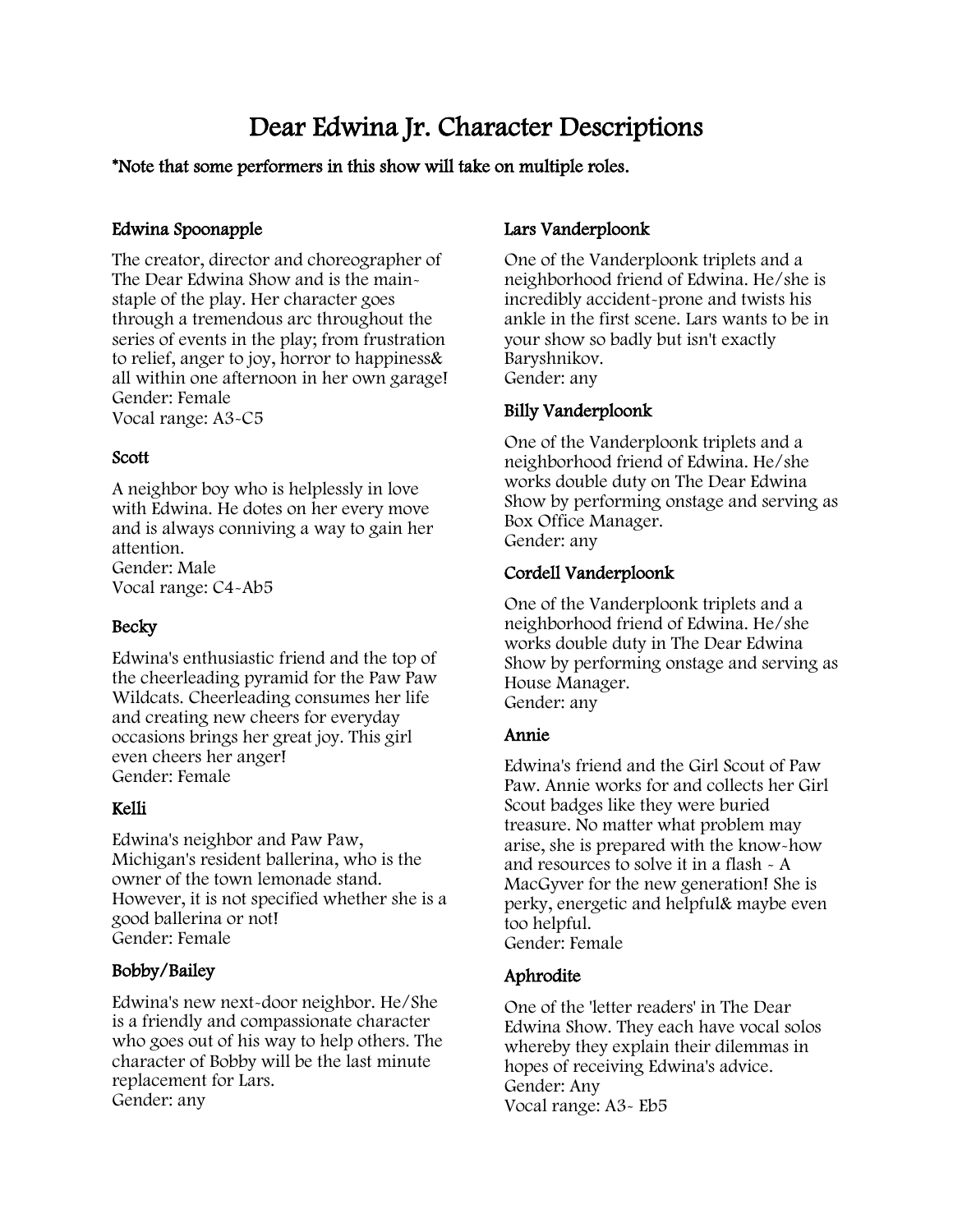# Dear Edwina Jr. Character Descriptions

**\*Note that some performers in this show will take on multiple roles.**

### Edwina Spoonapple

The creator, director and choreographer of The Dear Edwina Show and is the main-staple of the play. Her character goes through a tremendous arc throughout the series of events in the play; from frustration to relief, anger to joy, horror to happiness& all within one afternoon in her own garage!
Gender: Female
Vocal range: A3-C5

### Scott

A neighbor boy who is helplessly in love with Edwina. He dotes on her every move and is always conniving a way to gain her attention.
Gender: Male
Vocal range: C4-Ab5

### Becky

Edwina's enthusiastic friend and the top of the cheerleading pyramid for the Paw Paw Wildcats. Cheerleading consumes her life and creating new cheers for everyday occasions brings her great joy. This girl even cheers her anger!
Gender: Female

### Kelli

Edwina's neighbor and Paw Paw, Michigan's resident ballerina, who is the owner of the town lemonade stand. However, it is not specified whether she is a good ballerina or not!
Gender: Female

### Bobby/Bailey

Edwina's new next-door neighbor. He/She is a friendly and compassionate character who goes out of his way to help others. The character of Bobby will be the last minute replacement for Lars.
Gender: any

### Lars Vanderploonk

One of the Vanderploonk triplets and a neighborhood friend of Edwina. He/she is incredibly accident-prone and twists his ankle in the first scene. Lars wants to be in your show so badly but isn't exactly Baryshnikov.
Gender: any

### Billy Vanderploonk

One of the Vanderploonk triplets and a neighborhood friend of Edwina. He/she works double duty on The Dear Edwina Show by performing onstage and serving as Box Office Manager.
Gender: any

### Cordell Vanderploonk

One of the Vanderploonk triplets and a neighborhood friend of Edwina. He/she works double duty in The Dear Edwina Show by performing onstage and serving as House Manager.
Gender: any

### Annie

Edwina's friend and the Girl Scout of Paw Paw. Annie works for and collects her Girl Scout badges like they were buried treasure. No matter what problem may arise, she is prepared with the know-how and resources to solve it in a flash - A MacGyver for the new generation! She is perky, energetic and helpful& maybe even too helpful.
Gender: Female

### Aphrodite

One of the 'letter readers' in The Dear Edwina Show. They each have vocal solos whereby they explain their dilemmas in hopes of receiving Edwina's advice.
Gender: Any
Vocal range: A3- Eb5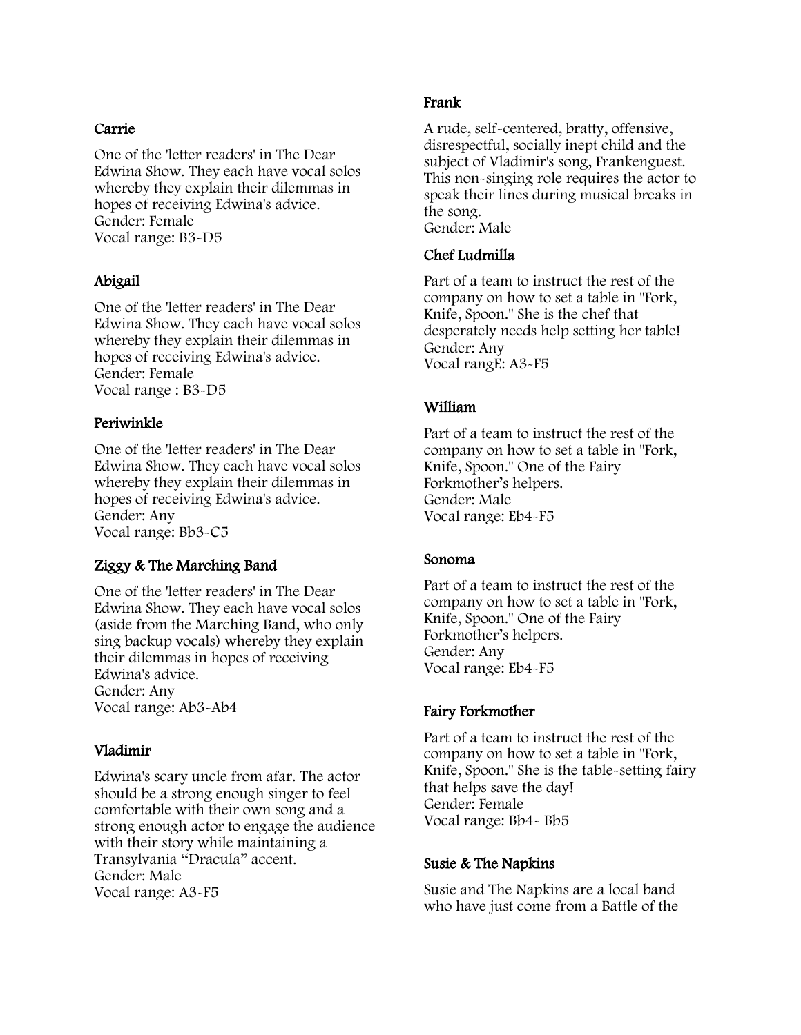### Carrie

One of the 'letter readers' in The Dear Edwina Show. They each have vocal solos whereby they explain their dilemmas in hopes of receiving Edwina's advice.
Gender: Female
Vocal range: B3-D5

### Abigail

One of the 'letter readers' in The Dear Edwina Show. They each have vocal solos whereby they explain their dilemmas in hopes of receiving Edwina's advice.
Gender: Female
Vocal range : B3-D5

### Periwinkle

One of the 'letter readers' in The Dear Edwina Show. They each have vocal solos whereby they explain their dilemmas in hopes of receiving Edwina's advice.
Gender: Any
Vocal range: Bb3-C5

### Ziggy & The Marching Band

One of the 'letter readers' in The Dear Edwina Show. They each have vocal solos (aside from the Marching Band, who only sing backup vocals) whereby they explain their dilemmas in hopes of receiving Edwina's advice.
Gender: Any
Vocal range: Ab3-Ab4

### Vladimir

Edwina's scary uncle from afar. The actor should be a strong enough singer to feel comfortable with their own song and a strong enough actor to engage the audience with their story while maintaining a Transylvania "Dracula" accent.
Gender: Male
Vocal range: A3-F5

### Frank

A rude, self-centered, bratty, offensive, disrespectful, socially inept child and the subject of Vladimir's song, Frankenguest. This non-singing role requires the actor to speak their lines during musical breaks in the song.
Gender: Male

### Chef Ludmilla

Part of a team to instruct the rest of the company on how to set a table in "Fork, Knife, Spoon." She is the chef that desperately needs help setting her table!
Gender: Any
Vocal rangE: A3-F5

### William

Part of a team to instruct the rest of the company on how to set a table in "Fork, Knife, Spoon." One of the Fairy Forkmother's helpers.
Gender: Male
Vocal range: Eb4-F5

### Sonoma

Part of a team to instruct the rest of the company on how to set a table in "Fork, Knife, Spoon." One of the Fairy Forkmother's helpers.
Gender: Any
Vocal range: Eb4-F5

### Fairy Forkmother

Part of a team to instruct the rest of the company on how to set a table in "Fork, Knife, Spoon." She is the table-setting fairy that helps save the day!
Gender: Female
Vocal range: Bb4- Bb5

### Susie & The Napkins

Susie and The Napkins are a local band who have just come from a Battle of the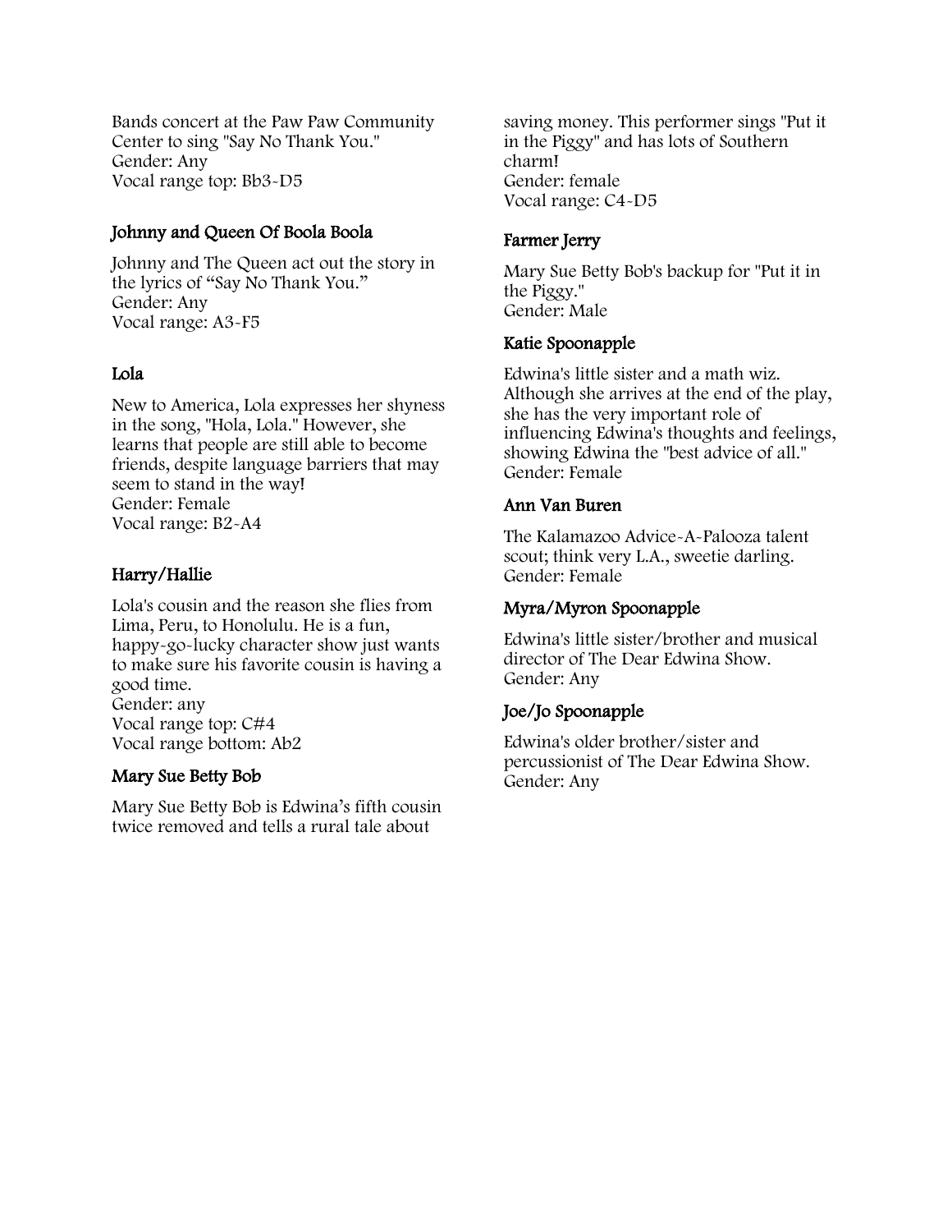Bands concert at the Paw Paw Community Center to sing "Say No Thank You."
Gender: Any
Vocal range top: Bb3-D5

### Johnny and Queen Of Boola Boola

Johnny and The Queen act out the story in the lyrics of "Say No Thank You."
Gender: Any
Vocal range: A3-F5

### Lola

New to America, Lola expresses her shyness in the song, "Hola, Lola." However, she learns that people are still able to become friends, despite language barriers that may seem to stand in the way!
Gender: Female
Vocal range: B2-A4

### Harry/Hallie

Lola's cousin and the reason she flies from Lima, Peru, to Honolulu. He is a fun, happy-go-lucky character show just wants to make sure his favorite cousin is having a good time.
Gender: any
Vocal range top: C#4
Vocal range bottom: Ab2

### Mary Sue Betty Bob

Mary Sue Betty Bob is Edwina's fifth cousin twice removed and tells a rural tale about saving money. This performer sings "Put it in the Piggy" and has lots of Southern charm!
Gender: female
Vocal range: C4-D5

### Farmer Jerry

Mary Sue Betty Bob's backup for "Put it in the Piggy."
Gender: Male

### Katie Spoonapple

Edwina's little sister and a math wiz. Although she arrives at the end of the play, she has the very important role of influencing Edwina's thoughts and feelings, showing Edwina the "best advice of all."
Gender: Female

### Ann Van Buren

The Kalamazoo Advice-A-Palooza talent scout; think very L.A., sweetie darling.
Gender: Female

### Myra/Myron Spoonapple

Edwina's little sister/brother and musical director of The Dear Edwina Show.
Gender: Any

### Joe/Jo Spoonapple

Edwina's older brother/sister and percussionist of The Dear Edwina Show.
Gender: Any